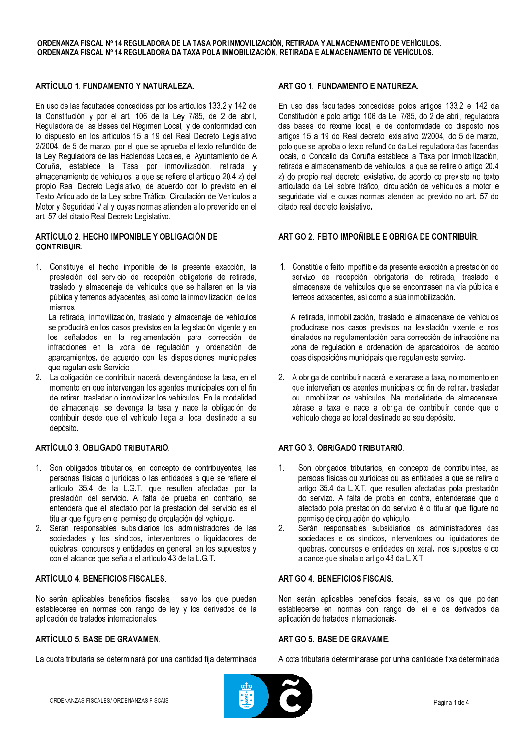**ORDENANZA FISCAL Nº 14 REGULADORA DE LA TASA POR INMOVILIZACIÓN, RETIRADA Y ALMACENAMIENTO DE VEHÍCULOS.**
**ORDENANZA FISCAL Nº 14 REGULADORA DA TAXA POLA INMOBILIZACIÓN, RETIRADA E ALMACENAMENTO DE VEHÍCULOS.**

## ARTÍCULO 1. FUNDAMENTO Y NATURALEZA.

En uso de las facultades concedidas por los artículos 133.2 y 142 de la Constitución y por el art. 106 de la Ley 7/85, de 2 de abril, Reguladora de las Bases del Régimen Local, y de conformidad con lo dispuesto en los artículos 15 a 19 del Real Decreto Legislativo 2/2004, de 5 de marzo, por el que se aprueba el texto refundido de la Ley Reguladora de las Haciendas Locales, el Ayuntamiento de A Coruña, establece la Tasa por inmovilización, retirada y almacenamiento de vehículos, a que se refiere el artículo 20.4 z) del propio Real Decreto Legislativo, de acuerdo con lo previsto en el Texto Articulado de la Ley sobre Tráfico, Circulación de Vehículos a Motor y Seguridad Vial y cuyas normas atienden a lo prevenido en el art. 57 del citado Real Decreto Legislativo.

## ARTÍCULO 2. HECHO IMPONIBLE Y OBLIGACIÓN DE CONTRIBUIR.

1. Constituye el hecho imponible de la presente exacción, la prestación del servicio de recepción obligatoria de retirada, traslado y almacenaje de vehículos que se hallaren en la vía pública y terrenos adyacentes, así como la inmovilización de los mismos.
   La retirada, inmovilización, traslado y almacenaje de vehículos se producirá en los casos previstos en la legislación vigente y en los señalados en la reglamentación para corrección de infracciones en la zona de regulación y ordenación de aparcamientos, de acuerdo con las disposiciones municipales que regulan este Servicio.
2. La obligación de contribuir nacerá, devengándose la tasa, en el momento en que intervengan los agentes municipales con el fin de retirar, trasladar o inmovilizar los vehículos. En la modalidad de almacenaje, se devenga la tasa y nace la obligación de contribuir desde que el vehículo llega al local destinado a su depósito.

## ARTÍCULO 3. OBLIGADO TRIBUTARIO.

1. Son obligados tributarios, en concepto de contribuyentes, las personas físicas o jurídicas o las entidades a que se refiere el artículo 35.4 de la L.G.T. que resulten afectadas por la prestación del servicio. A falta de prueba en contrario, se entenderá que el afectado por la prestación del servicio es el titular que figure en el permiso de circulación del vehículo.
2. Serán responsables subsidiarios los administradores de las sociedades y los síndicos, interventores o liquidadores de quiebras, concursos y entidades en general, en los supuestos y con el alcance que señala el artículo 43 de la L.G.T.

## ARTÍCULO 4. BENEFICIOS FISCALES.

No serán aplicables beneficios fiscales, salvo los que puedan establecerse en normas con rango de ley y los derivados de la aplicación de tratados internacionales.

## ARTÍCULO 5. BASE DE GRAVAMEN.

La cuota tributaria se determinará por una cantidad fija determinada

## ARTIGO 1. FUNDAMENTO E NATUREZA.

En uso das facultades concedidas polos artigos 133.2 e 142 da Constitución e polo artigo 106 da Lei 7/85, do 2 de abril, reguladora das bases do réxime local, e de conformidade co disposto nos artigos 15 a 19 do Real decreto lexislativo 2/2004, do 5 de marzo, polo que se aproba o texto refundido da Lei reguladora das facendas locais, o Concello da Coruña establece a Taxa por inmobilización, retirada e almacenamento de vehículos, a que se refire o artigo 20.4 z) do propio real decreto lexislativo, de acordo co previsto no texto articulado da Lei sobre tráfico, circulación de vehículos a motor e seguridade vial e cuxas normas atenden ao previdо no art. 57 do citado real decreto lexislativo.

## ARTIGO 2. FEITO IMPOÑIBLE E OBRIGA DE CONTRIBUÍR.

1. Constitúe o feito impoñible da presente exacción a prestación do servizo de recepción obrigatoria de retirada, traslado e almacenaxe de vehículos que se encontrasen na vía pública e terreos adxacentes, así como a súa inmobilización.

   A retirada, inmobilización, traslado e almacenaxe de vehículos produciranse nos casos previstos na lexislación vixente e nos sinalados na regulamentación para corrección de infraccións na zona de regulación e ordenación de aparcadoiros, de acordo coas disposicións municipais que regulan este servizo.

2. A obriga de contribuír nacerá, e xerarase a taxa, no momento en que interveñan os axentes municipais co fin de retirar, trasladar ou inmobilizar os vehículos. Na modalidade de almacenaxe, xérase a taxa e nace a obriga de contribuír dende que o vehículo chega ao local destinado ao seu depósito.

## ARTIGO 3. OBRIGADO TRIBUTARIO.

1. Son obrigados tributarios, en concepto de contribuíntes, as persoas físicas ou xurídicas ou as entidades a que se refire o artigo 35.4 da L.X.T. que resulten afectadas pola prestación do servizo. A falta de proba en contra, entenderase que o afectado pola prestación do servizo é o titular que figure no permiso de circulación do vehículo.
2. Serán responsables subsidiarios os administradores das sociedades e os síndicos, interventores ou liquidadores de quebras, concursos e entidades en xeral, nos supostos e co alcance que sinala o artigo 43 da L.X.T.

## ARTIGO 4. BENEFICIOS FISCAIS.

Non serán aplicables beneficios fiscais, salvo os que poidan establecerse en normas con rango de lei e os derivados da aplicación de tratados internacionais.

## ARTIGO 5. BASE DE GRAVAME.

A cota tributaria determinarase por unha cantidade fixa determinada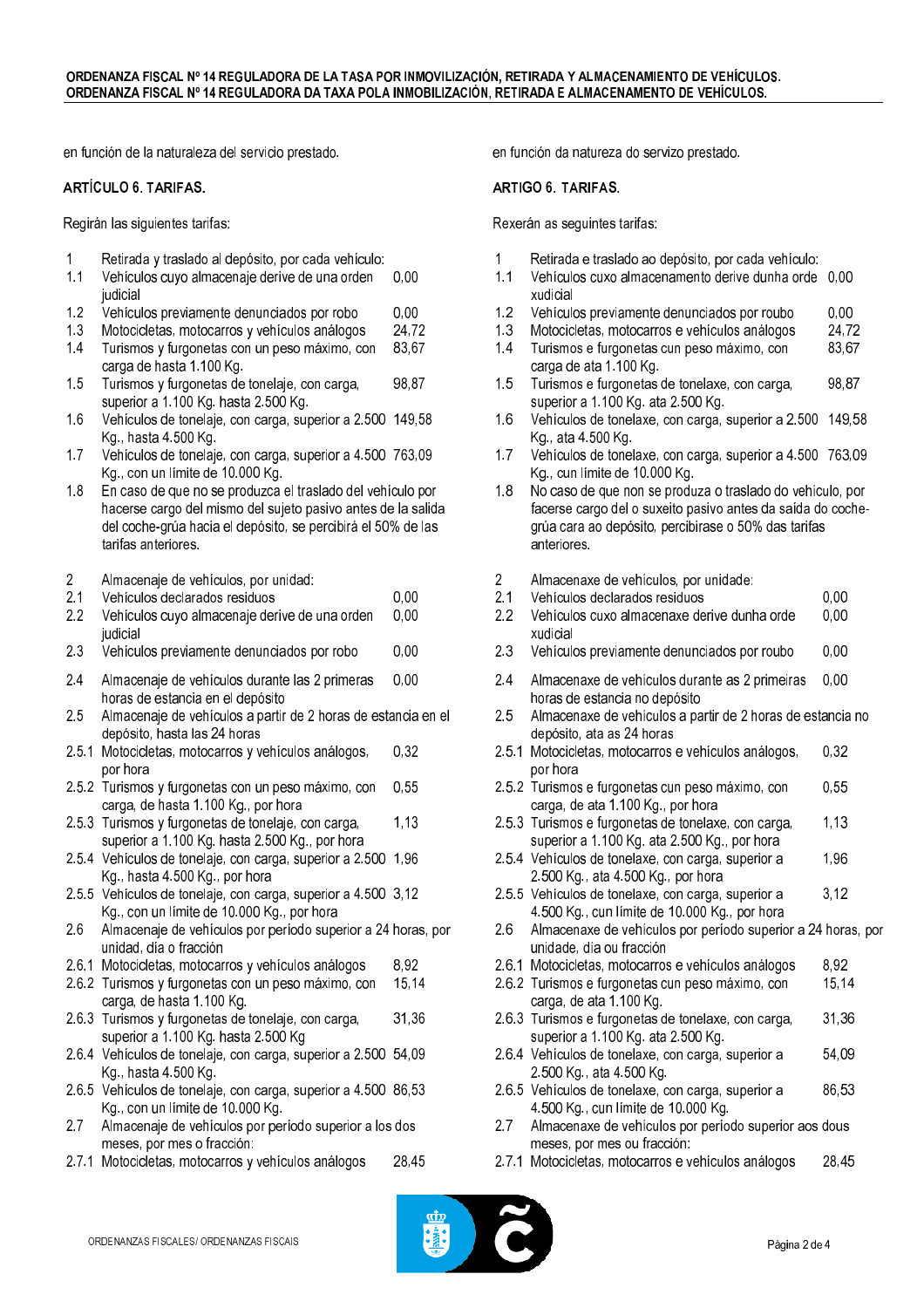en función de la naturaleza del servicio prestado.

## ARTÍCULO 6. TARIFAS.

Regirán las siguientes tarifas:

| | | |
|---|---|---|
| 1 | Retirada y traslado al depósito, por cada vehículo: | |
| 1.1 | Vehículos cuyo almacenaje derive de una orden judicial | 0,00 |
| 1.2 | Vehículos previamente denunciados por robo | 0,00 |
| 1.3 | Motocicletas, motocarros y vehículos análogos | 24,72 |
| 1.4 | Turismos y furgonetas con un peso máximo, con carga de hasta 1.100 Kg. | 83,67 |
| 1.5 | Turismos y furgonetas de tonelaje, con carga, superior a 1.100 Kg. hasta 2.500 Kg. | 98,87 |
| 1.6 | Vehículos de tonelaje, con carga, superior a 2.500 Kg., hasta 4.500 Kg. | 149,58 |
| 1.7 | Vehículos de tonelaje, con carga, superior a 4.500 Kg., con un límite de 10.000 Kg. | 763,09 |
| 1.8 | En caso de que no se produzca el traslado del vehículo por hacerse cargo del mismo del sujeto pasivo antes de la salida del coche-grúa hacia el depósito, se percibirá el 50% de las tarifas anteriores. | |
| 2 | Almacenaje de vehículos, por unidad: | |
| 2.1 | Vehículos declarados residuos | 0,00 |
| 2.2 | Vehículos cuyo almacenaje derive de una orden judicial | 0,00 |
| 2.3 | Vehículos previamente denunciados por robo | 0,00 |
| 2.4 | Almacenaje de vehículos durante las 2 primeras horas de estancia en el depósito | 0,00 |
| 2.5 | Almacenaje de vehículos a partir de 2 horas de estancia en el depósito, hasta las 24 horas | |
| 2.5.1 | Motocicletas, motocarros y vehículos análogos, por hora | 0,32 |
| 2.5.2 | Turismos y furgonetas con un peso máximo, con carga, de hasta 1.100 Kg., por hora | 0,55 |
| 2.5.3 | Turismos y furgonetas de tonelaje, con carga, superior a 1.100 Kg. hasta 2.500 Kg., por hora | 1,13 |
| 2.5.4 | Vehículos de tonelaje, con carga, superior a 2.500 Kg., hasta 4.500 Kg., por hora | 1,96 |
| 2.5.5 | Vehículos de tonelaje, con carga, superior a 4.500 Kg., con un límite de 10.000 Kg., por hora | 3,12 |
| 2.6 | Almacenaje de vehículos por período superior a 24 horas, por unidad, día o fracción | |
| 2.6.1 | Motocicletas, motocarros y vehículos análogos | 8,92 |
| 2.6.2 | Turismos y furgonetas con un peso máximo, con carga, de hasta 1.100 Kg. | 15,14 |
| 2.6.3 | Turismos y furgonetas de tonelaje, con carga, superior a 1.100 Kg. hasta 2.500 Kg | 31,36 |
| 2.6.4 | Vehículos de tonelaje, con carga, superior a 2.500 Kg., hasta 4.500 Kg. | 54,09 |
| 2.6.5 | Vehículos de tonelaje, con carga, superior a 4.500 Kg., con un límite de 10.000 Kg. | 86,53 |
| 2.7 | Almacenaje de vehículos por período superior a los dos meses, por mes o fracción: | |
| 2.7.1 | Motocicletas, motocarros y vehículos análogos | 28,45 |

en función da natureza do servizo prestado.

## ARTIGO 6. TARIFAS.

Rexerán as seguintes tarifas:

| | | |
|---|---|---|
| 1 | Retirada e traslado ao depósito, por cada vehículo: | |
| 1.1 | Vehículos cuxo almacenamento derive dunha orde xudicial | 0,00 |
| 1.2 | Vehículos previamente denunciados por roubo | 0,00 |
| 1.3 | Motocicletas, motocarros e vehículos análogos | 24,72 |
| 1.4 | Turismos e furgonetas cun peso máximo, con carga de ata 1.100 Kg. | 83,67 |
| 1.5 | Turismos e furgonetas de tonelaxe, con carga, superior a 1.100 Kg. ata 2.500 Kg. | 98,87 |
| 1.6 | Vehículos de tonelaxe, con carga, superior a 2.500 Kg., ata 4.500 Kg. | 149,58 |
| 1.7 | Vehículos de tonelaxe, con carga, superior a 4.500 Kg., cun límite de 10.000 Kg. | 763,09 |
| 1.8 | No caso de que non se produza o traslado do vehículo, por facerse cargo del o suxeito pasivo antes da saída do coche-grúa cara ao depósito, percibirase o 50% das tarifas anteriores. | |
| 2 | Almacenaxe de vehículos, por unidade: | |
| 2.1 | Vehículos declarados residuos | 0,00 |
| 2.2 | Vehículos cuxo almacenaxe derive dunha orde xudicial | 0,00 |
| 2.3 | Vehículos previamente denunciados por roubo | 0,00 |
| 2.4 | Almacenaxe de vehículos durante as 2 primeiras horas de estancia no depósito | 0,00 |
| 2.5 | Almacenaxe de vehículos a partir de 2 horas de estancia no depósito, ata as 24 horas | |
| 2.5.1 | Motocicletas, motocarros e vehículos análogos, por hora | 0,32 |
| 2.5.2 | Turismos e furgonetas cun peso máximo, con carga, de ata 1.100 Kg., por hora | 0,55 |
| 2.5.3 | Turismos e furgonetas de tonelaxe, con carga, superior a 1.100 Kg. ata 2.500 Kg., por hora | 1,13 |
| 2.5.4 | Vehículos de tonelaxe, con carga, superior a 2.500 Kg., ata 4.500 Kg., por hora | 1,96 |
| 2.5.5 | Vehículos de tonelaxe, con carga, superior a 4.500 Kg., cun límite de 10.000 Kg., por hora | 3,12 |
| 2.6 | Almacenaxe de vehículos por período superior a 24 horas, por unidade, día ou fracción | |
| 2.6.1 | Motocicletas, motocarros e vehículos análogos | 8,92 |
| 2.6.2 | Turismos e furgonetas cun peso máximo, con carga, de ata 1.100 Kg. | 15,14 |
| 2.6.3 | Turismos e furgonetas de tonelaxe, con carga, superior a 1.100 Kg. ata 2.500 Kg. | 31,36 |
| 2.6.4 | Vehículos de tonelaxe, con carga, superior a 2.500 Kg., ata 4.500 Kg. | 54,09 |
| 2.6.5 | Vehículos de tonelaxe, con carga, superior a 4.500 Kg., cun límite de 10.000 Kg. | 86,53 |
| 2.7 | Almacenaxe de vehículos por período superior aos dous meses, por mes ou fracción: | |
| 2.7.1 | Motocicletas, motocarros e vehículos análogos | 28,45 |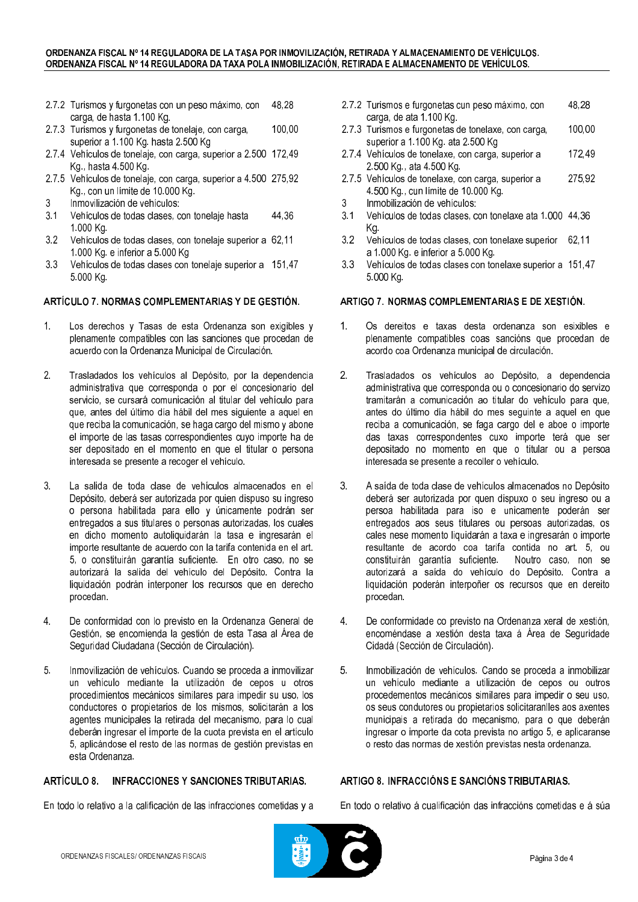| | | |
|---|---|---|
| 2.7.2 | Turismos y furgonetas con un peso máximo, con carga, de hasta 1.100 Kg. | 48,28 |
| 2.7.3 | Turismos y furgonetas de tonelaje, con carga, superior a 1.100 Kg. hasta 2.500 Kg | 100,00 |
| 2.7.4 | Vehículos de tonelaje, con carga, superior a 2.500 Kg., hasta 4.500 Kg. | 172,49 |
| 2.7.5 | Vehículos de tonelaje, con carga, superior a 4.500 Kg., con un límite de 10.000 Kg. | 275,92 |
| 3 | Inmovilización de vehículos: | |
| 3.1 | Vehículos de todas clases, con tonelaje hasta 1.000 Kg. | 44,36 |
| 3.2 | Vehículos de todas clases, con tonelaje superior a 1.000 Kg. e inferior a 5.000 Kg | 62,11 |
| 3.3 | Vehículos de todas clases con tonelaje superior a 5.000 Kg. | 151,47 |

## ARTÍCULO 7. NORMAS COMPLEMENTARIAS Y DE GESTIÓN.

1. Los derechos y Tasas de esta Ordenanza son exigibles y plenamente compatibles con las sanciones que procedan de acuerdo con la Ordenanza Municipal de Circulación.

2. Trasladados los vehículos al Depósito, por la dependencia administrativa que corresponda o por el concesionario del servicio, se cursará comunicación al titular del vehículo para que, antes del último día hábil del mes siguiente a aquel en que reciba la comunicación, se haga cargo del mismo y abone el importe de las tasas correspondientes cuyo importe ha de ser depositado en el momento en que el titular o persona interesada se presente a recoger el vehículo.

3. La salida de toda clase de vehículos almacenados en el Depósito, deberá ser autorizada por quien dispuso su ingreso o persona habilitada para ello y únicamente podrán ser entregados a sus titulares o personas autorizadas, los cuales en dicho momento autoliquidarán la tasa e ingresarán el importe resultante de acuerdo con la tarifa contenida en el art. 5, o constituirán garantía suficiente. En otro caso, no se autorizará la salida del vehículo del Depósito. Contra la liquidación podrán interponer los recursos que en derecho procedan.

4. De conformidad con lo previsto en la Ordenanza General de Gestión, se encomienda la gestión de esta Tasa al Área de Seguridad Ciudadana (Sección de Circulación).

5. Inmovilización de vehículos. Cuando se proceda a inmovilizar un vehículo mediante la utilización de cepos u otros procedimientos mecánicos similares para impedir su uso, los conductores o propietarios de los mismos, solicitarán a los agentes municipales la retirada del mecanismo, para lo cual deberán ingresar el importe de la cuota prevista en el artículo 5, aplicándose el resto de las normas de gestión previstas en esta Ordenanza.

## ARTÍCULO 8. INFRACCIONES Y SANCIONES TRIBUTARIAS.

En todo lo relativo a la calificación de las infracciones cometidas y a

| | | |
|---|---|---|
| 2.7.2 | Turismos e furgonetas cun peso máximo, con carga, de ata 1.100 Kg. | 48,28 |
| 2.7.3 | Turismos e furgonetas de tonelaxe, con carga, superior a 1.100 Kg. ata 2.500 Kg | 100,00 |
| 2.7.4 | Vehículos de tonelaxe, con carga, superior a 2.500 Kg., ata 4.500 Kg. | 172,49 |
| 2.7.5 | Vehículos de tonelaxe, con carga, superior a 4.500 Kg., cun límite de 10.000 Kg. | 275,92 |
| 3 | Inmobilización de vehículos: | |
| 3.1 | Vehículos de todas clases, con tonelaxe ata 1.000 Kg. | 44,36 |
| 3.2 | Vehículos de todas clases, con tonelaxe superior a 1.000 Kg. e inferior a 5.000 Kg. | 62,11 |
| 3.3 | Vehículos de todas clases con tonelaxe superior a 5.000 Kg. | 151,47 |

## ARTIGO 7. NORMAS COMPLEMENTARIAS E DE XESTIÓN.

1. Os dereitos e taxas desta ordenanza son esixibles e plenamente compatibles coas sancións que procedan de acordo coa Ordenanza municipal de circulación.

2. Trasladados os vehículos ao Depósito, a dependencia administrativa que corresponda ou o concesionario do servizo tramitarán a comunicación ao titular do vehículo para que, antes do último día hábil do mes seguinte a aquel en que reciba a comunicación, se faga cargo del e aboe o importe das taxas correspondentes cuxo importe terá que ser depositado no momento en que o titular ou a persoa interesada se presente a recoller o vehículo.

3. A saída de toda clase de vehículos almacenados no Depósito deberá ser autorizada por quen dispuxo o seu ingreso ou a persoa habilitada para iso e unicamente poderán ser entregados aos seus titulares ou persoas autorizadas, os cales nese momento liquidarán a taxa e ingresarán o importe resultante de acordo coa tarifa contida no art. 5, ou constituirán garantía suficiente. Noutro caso, non se autorizará a saída do vehículo do Depósito. Contra a liquidación poderán interpoñer os recursos que en dereito procedan.

4. De conformidade co previsto na Ordenanza xeral de xestión, encoméndase a xestión desta taxa á Área de Seguridade Cidadá (Sección de Circulación).

5. Inmobilización de vehículos. Cando se proceda a inmobilizar un vehículo mediante a utilización de cepos ou outros procedementos mecánicos similares para impedir o seu uso, os seus condutores ou propietarios solicitaranlles aos axentes municipais a retirada do mecanismo, para o que deberán ingresar o importe da cota prevista no artigo 5, e aplicaranse o resto das normas de xestión previstas nesta ordenanza.

## ARTIGO 8. INFRACCIÓNS E SANCIÓNS TRIBUTARIAS.

En todo o relativo á cualificación das infraccións cometidas e á súa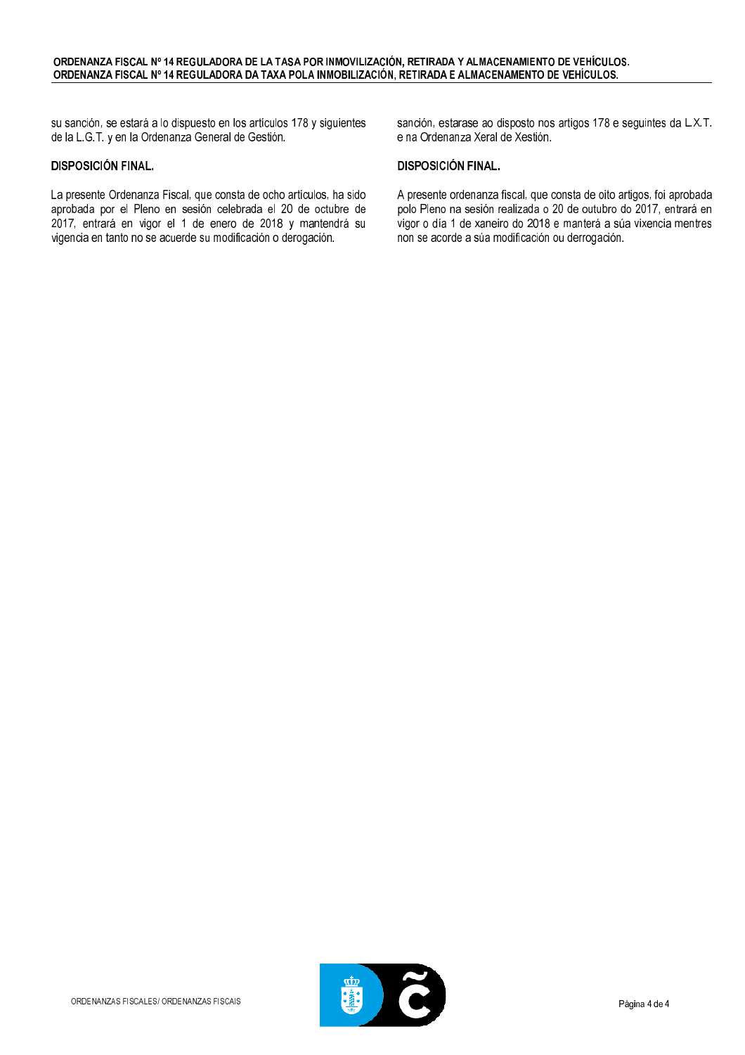su sanción, se estará a lo dispuesto en los artículos 178 y siguientes de la L.G.T. y en la Ordenanza General de Gestión.

## DISPOSICIÓN FINAL.

La presente Ordenanza Fiscal, que consta de ocho artículos, ha sido aprobada por el Pleno en sesión celebrada el 20 de octubre de 2017, entrará en vigor el 1 de enero de 2018 y mantendrá su vigencia en tanto no se acuerde su modificación o derogación.

sanción, estarase ao disposto nos artigos 178 e seguintes da L.X.T. e na Ordenanza Xeral de Xestión.

## DISPOSICIÓN FINAL.

A presente ordenanza fiscal, que consta de oito artigos, foi aprobada polo Pleno na sesión realizada o 20 de outubro do 2017, entrará en vigor o día 1 de xaneiro do 2018 e manterá a súa vixencia mentres non se acorde a súa modificación ou derrogación.